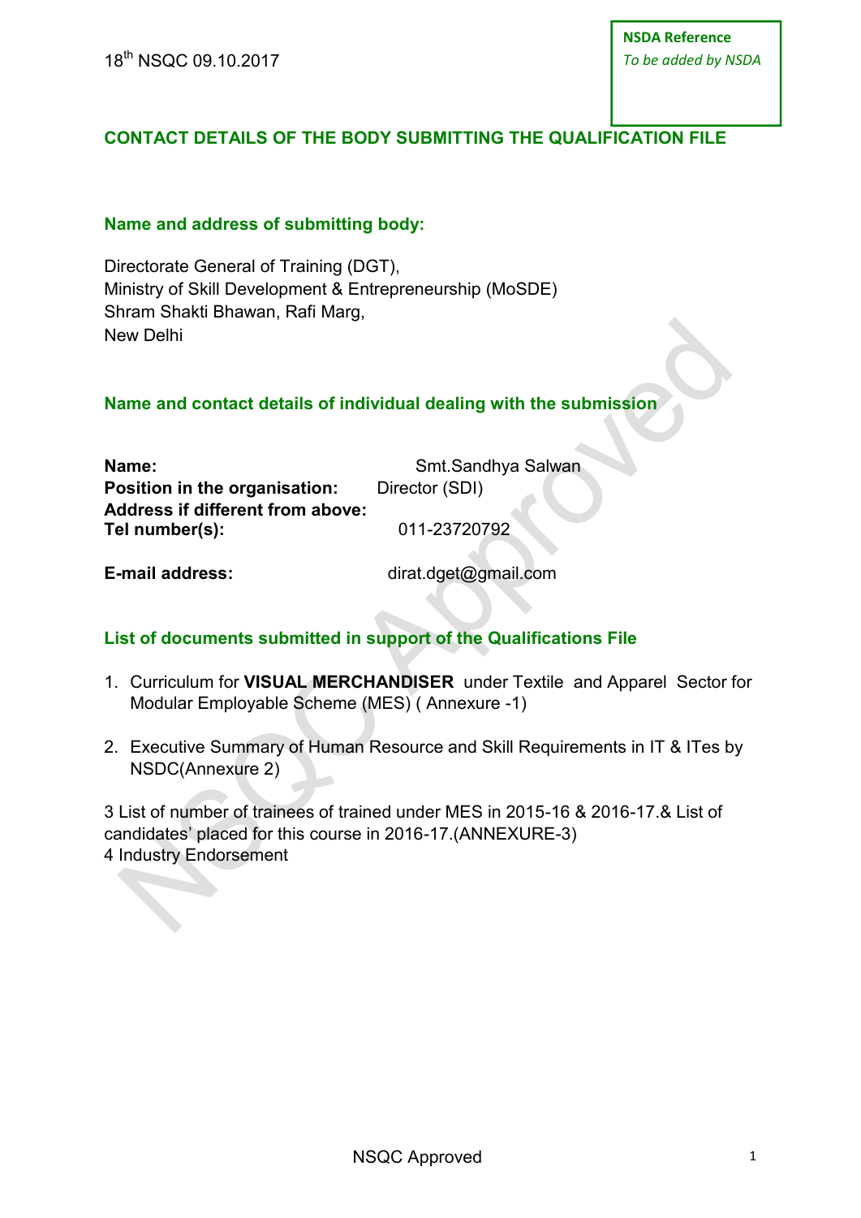18th NSQC 09.10.2017

**NSDA Reference**
*To be added by NSDA*

## CONTACT DETAILS OF THE BODY SUBMITTING THE QUALIFICATION FILE

### Name and address of submitting body:

Directorate General of Training (DGT),
Ministry of Skill Development & Entrepreneurship (MoSDE)
Shram Shakti Bhawan, Rafi Marg,
New Delhi

### Name and contact details of individual dealing with the submission

**Name:** Smt.Sandhya Salwan
**Position in the organisation:** Director (SDI)
**Address if different from above:**
**Tel number(s):** 011-23720792

**E-mail address:** dirat.dget@gmail.com

### List of documents submitted in support of the Qualifications File

1. Curriculum for **VISUAL MERCHANDISER** under Textile and Apparel Sector for Modular Employable Scheme (MES) ( Annexure -1)
2. Executive Summary of Human Resource and Skill Requirements in IT & ITes by NSDC(Annexure 2)

3 List of number of trainees of trained under MES in 2015-16 & 2016-17.& List of candidates' placed for this course in 2016-17.(ANNEXURE-3)
4 Industry Endorsement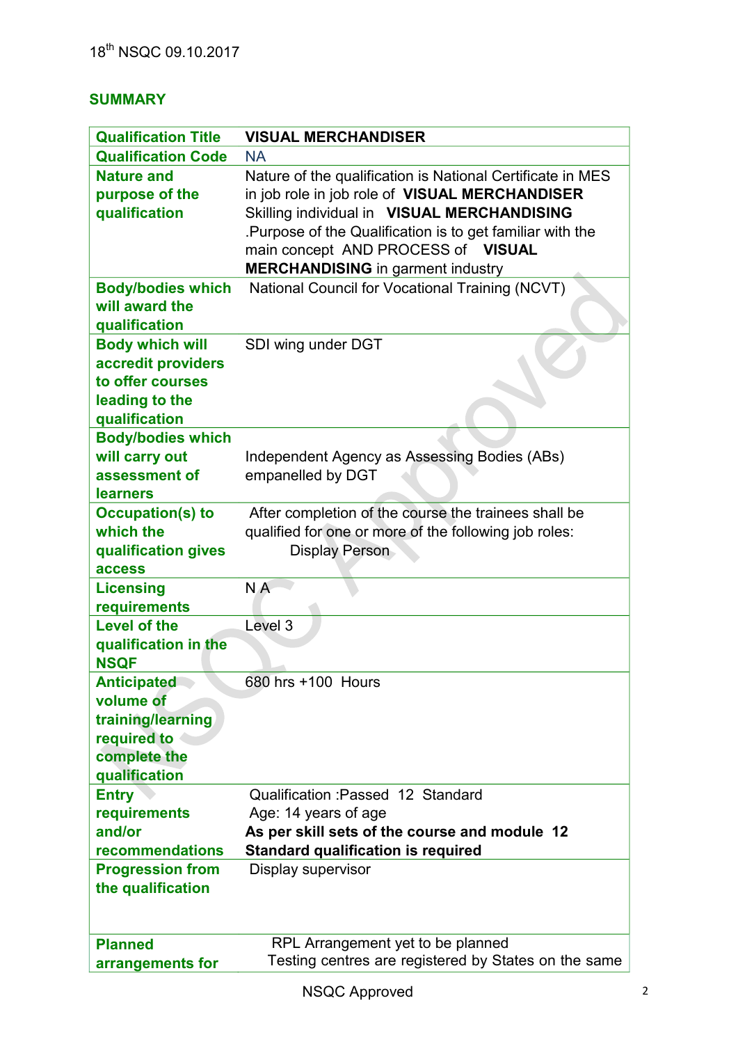## SUMMARY

| Qualification Title | VISUAL MERCHANDISER |
|---|---|
| Qualification Code | NA |
| Nature and purpose of the qualification | Nature of the qualification is National Certificate in MES in job role in job role of **VISUAL MERCHANDISER** Skilling individual in **VISUAL MERCHANDISING** .Purpose of the Qualification is to get familiar with the main concept AND PROCESS of **VISUAL MERCHANDISING** in garment industry |
| Body/bodies which will award the qualification | National Council for Vocational Training (NCVT) |
| Body which will accredit providers to offer courses leading to the qualification | SDI wing under DGT |
| Body/bodies which will carry out assessment of learners | Independent Agency as Assessing Bodies (ABs) empanelled by DGT |
| Occupation(s) to which the qualification gives access | After completion of the course the trainees shall be qualified for one or more of the following job roles: Display Person |
| Licensing requirements | N A |
| Level of the qualification in the NSQF | Level 3 |
| Anticipated volume of training/learning required to complete the qualification | 680 hrs +100 Hours |
| Entry requirements and/or recommendations | Qualification :Passed 12 Standard<br>Age: 14 years of age<br>**As per skill sets of the course and module 12 Standard qualification is required** |
| Progression from the qualification | Display supervisor |
| Planned arrangements for | RPL Arrangement yet to be planned<br>Testing centres are registered by States on the same |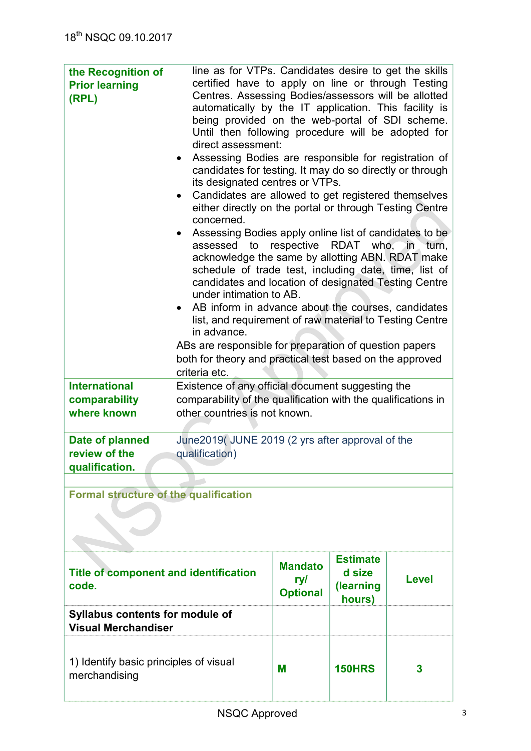| | |
|---|---|
| **the Recognition of Prior learning (RPL)** | line as for VTPs. Candidates desire to get the skills certified have to apply on line or through Testing Centres. Assessing Bodies/assessors will be allotted automatically by the IT application. This facility is being provided on the web-portal of SDI scheme. Until then following procedure will be adopted for direct assessment:<br>• Assessing Bodies are responsible for registration of candidates for testing. It may do so directly or through its designated centres or VTPs.<br>• Candidates are allowed to get registered themselves either directly on the portal or through Testing Centre concerned.<br>• Assessing Bodies apply online list of candidates to be assessed to respective RDAT who, in turn, acknowledge the same by allotting ABN. RDAT make schedule of trade test, including date, time, list of candidates and location of designated Testing Centre under intimation to AB.<br>• AB inform in advance about the courses, candidates list, and requirement of raw material to Testing Centre in advance.<br>ABs are responsible for preparation of question papers both for theory and practical test based on the approved criteria etc. |
| **International comparability where known** | Existence of any official document suggesting the comparability of the qualification with the qualifications in other countries is not known. |
| **Date of planned review of the qualification.** | June2019( JUNE 2019 (2 yrs after approval of the qualification) |

**Formal structure of the qualification**

| Title of component and identification code. | Mandatory/ Optional | Estimated size (learning hours) | Level |
|---|---|---|---|
| **Syllabus contents for module of Visual Merchandiser** | | | |
| 1) Identify basic principles of visual merchandising | M | 150HRS | 3 |

NSQC Approved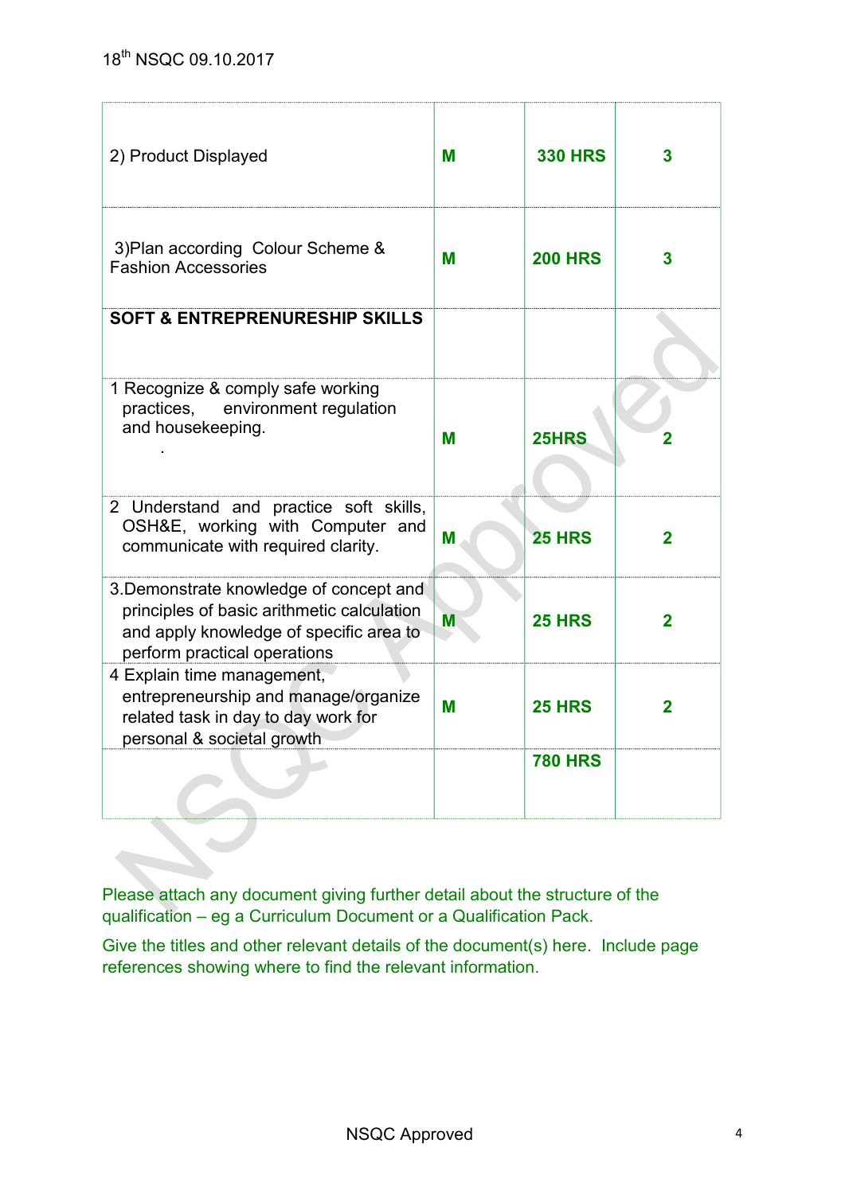| | | | |
|---|---|---|---|
| 2) Product Displayed | **M** | **330 HRS** | **3** |
| 3)Plan according Colour Scheme & Fashion Accessories | **M** | **200 HRS** | **3** |
| **SOFT & ENTREPRENURESHIP SKILLS** | | | |
| 1 Recognize & comply safe working practices, environment regulation and housekeeping. . | **M** | **25HRS** | **2** |
| 2 Understand and practice soft skills, OSH&E, working with Computer and communicate with required clarity. | **M** | **25 HRS** | **2** |
| 3.Demonstrate knowledge of concept and principles of basic arithmetic calculation and apply knowledge of specific area to perform practical operations | **M** | **25 HRS** | **2** |
| 4 Explain time management, entrepreneurship and manage/organize related task in day to day work for personal & societal growth | **M** | **25 HRS** | **2** |
| | | **780 HRS** | |

Please attach any document giving further detail about the structure of the qualification – eg a Curriculum Document or a Qualification Pack.

Give the titles and other relevant details of the document(s) here. Include page references showing where to find the relevant information.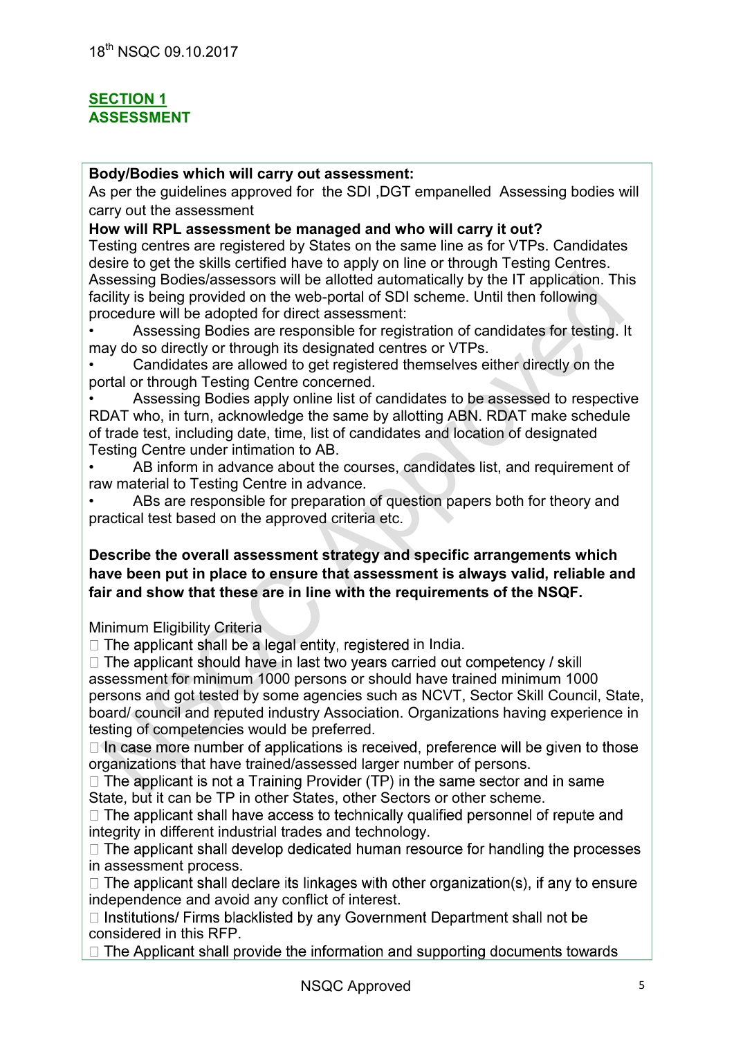## SECTION 1
## ASSESSMENT

**Body/Bodies which will carry out assessment:**

As per the guidelines approved for the SDI ,DGT empanelled Assessing bodies will carry out the assessment

**How will RPL assessment be managed and who will carry it out?**

Testing centres are registered by States on the same line as for VTPs. Candidates desire to get the skills certified have to apply on line or through Testing Centres. Assessing Bodies/assessors will be allotted automatically by the IT application. This facility is being provided on the web-portal of SDI scheme. Until then following procedure will be adopted for direct assessment:

- Assessing Bodies are responsible for registration of candidates for testing. It may do so directly or through its designated centres or VTPs.
- Candidates are allowed to get registered themselves either directly on the portal or through Testing Centre concerned.
- Assessing Bodies apply online list of candidates to be assessed to respective RDAT who, in turn, acknowledge the same by allotting ABN. RDAT make schedule of trade test, including date, time, list of candidates and location of designated Testing Centre under intimation to AB.
- AB inform in advance about the courses, candidates list, and requirement of raw material to Testing Centre in advance.
- ABs are responsible for preparation of question papers both for theory and practical test based on the approved criteria etc.

**Describe the overall assessment strategy and specific arrangements which have been put in place to ensure that assessment is always valid, reliable and fair and show that these are in line with the requirements of the NSQF.**

Minimum Eligibility Criteria

- The applicant shall be a legal entity, registered in India.
- The applicant should have in last two years carried out competency / skill assessment for minimum 1000 persons or should have trained minimum 1000 persons and got tested by some agencies such as NCVT, Sector Skill Council, State, board/ council and reputed industry Association. Organizations having experience in testing of competencies would be preferred.
- In case more number of applications is received, preference will be given to those organizations that have trained/assessed larger number of persons.
- The applicant is not a Training Provider (TP) in the same sector and in same State, but it can be TP in other States, other Sectors or other scheme.
- The applicant shall have access to technically qualified personnel of repute and integrity in different industrial trades and technology.
- The applicant shall develop dedicated human resource for handling the processes in assessment process.
- The applicant shall declare its linkages with other organization(s), if any to ensure independence and avoid any conflict of interest.
- Institutions/ Firms blacklisted by any Government Department shall not be considered in this RFP.
- The Applicant shall provide the information and supporting documents towards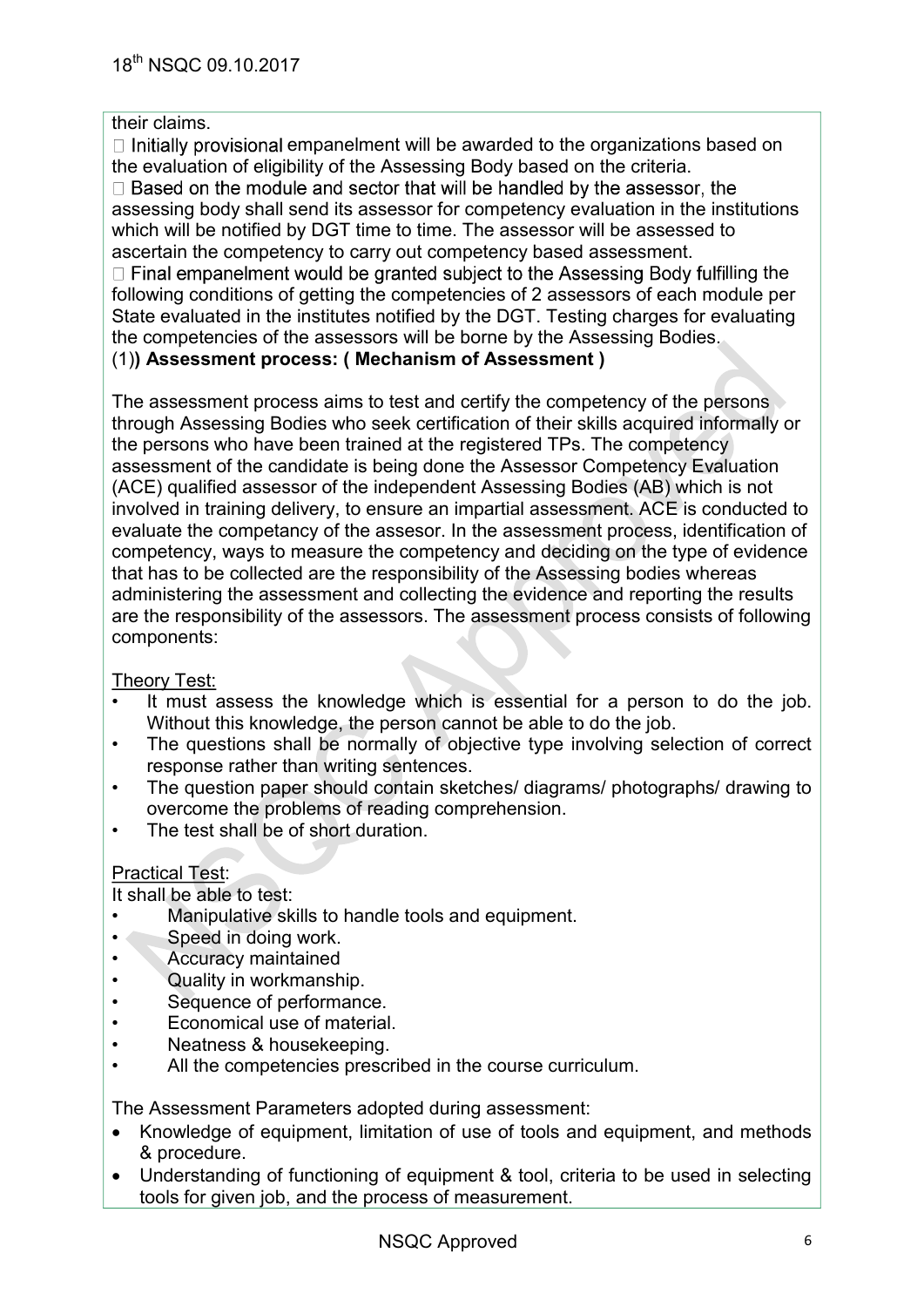their claims.

 Initially provisional empanelment will be awarded to the organizations based on the evaluation of eligibility of the Assessing Body based on the criteria.

 Based on the module and sector that will be handled by the assessor, the assessing body shall send its assessor for competency evaluation in the institutions which will be notified by DGT time to time. The assessor will be assessed to ascertain the competency to carry out competency based assessment.

 Final empanelment would be granted subject to the Assessing Body fulfilling the following conditions of getting the competencies of 2 assessors of each module per State evaluated in the institutes notified by the DGT. Testing charges for evaluating the competencies of the assessors will be borne by the Assessing Bodies.

(1)**) Assessment process: ( Mechanism of Assessment )**

The assessment process aims to test and certify the competency of the persons through Assessing Bodies who seek certification of their skills acquired informally or the persons who have been trained at the registered TPs. The competency assessment of the candidate is being done the Assessor Competency Evaluation (ACE) qualified assessor of the independent Assessing Bodies (AB) which is not involved in training delivery, to ensure an impartial assessment. ACE is conducted to evaluate the competancy of the assesor. In the assessment process, identification of competency, ways to measure the competency and deciding on the type of evidence that has to be collected are the responsibility of the Assessing bodies whereas administering the assessment and collecting the evidence and reporting the results are the responsibility of the assessors. The assessment process consists of following components:

Theory Test:

- It must assess the knowledge which is essential for a person to do the job. Without this knowledge, the person cannot be able to do the job.
- The questions shall be normally of objective type involving selection of correct response rather than writing sentences.
- The question paper should contain sketches/ diagrams/ photographs/ drawing to overcome the problems of reading comprehension.
- The test shall be of short duration.

Practical Test:

It shall be able to test:

- Manipulative skills to handle tools and equipment.
- Speed in doing work.
- Accuracy maintained
- Quality in workmanship.
- Sequence of performance.
- Economical use of material.
- Neatness & housekeeping.
- All the competencies prescribed in the course curriculum.

The Assessment Parameters adopted during assessment:

- Knowledge of equipment, limitation of use of tools and equipment, and methods & procedure.
- Understanding of functioning of equipment & tool, criteria to be used in selecting tools for given job, and the process of measurement.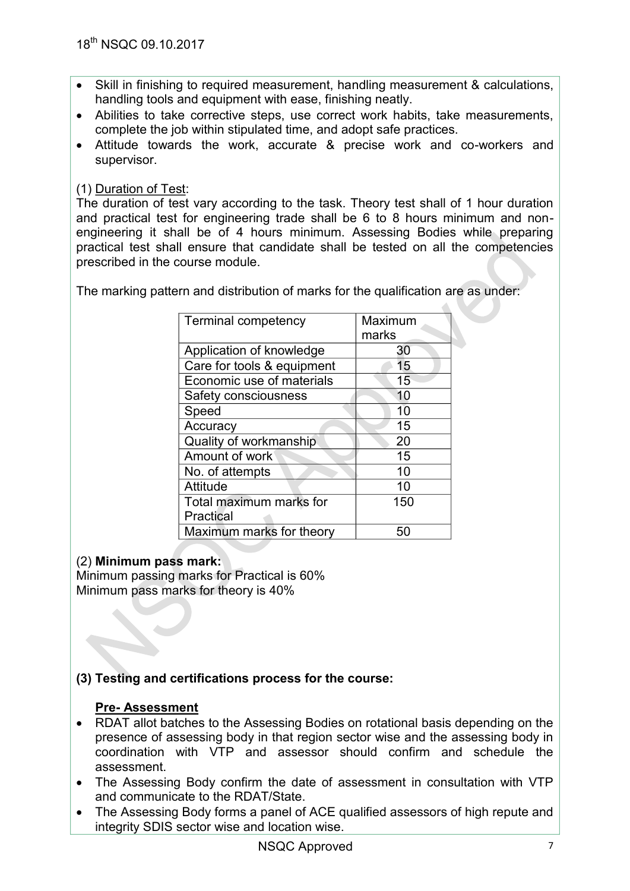- Skill in finishing to required measurement, handling measurement & calculations, handling tools and equipment with ease, finishing neatly.
- Abilities to take corrective steps, use correct work habits, take measurements, complete the job within stipulated time, and adopt safe practices.
- Attitude towards the work, accurate & precise work and co-workers and supervisor.

(1) Duration of Test:

The duration of test vary according to the task. Theory test shall of 1 hour duration and practical test for engineering trade shall be 6 to 8 hours minimum and non-engineering it shall be of 4 hours minimum. Assessing Bodies while preparing practical test shall ensure that candidate shall be tested on all the competencies prescribed in the course module.

The marking pattern and distribution of marks for the qualification are as under:

| Terminal competency | Maximum marks |
|---|---|
| Application of knowledge | 30 |
| Care for tools & equipment | 15 |
| Economic use of materials | 15 |
| Safety consciousness | 10 |
| Speed | 10 |
| Accuracy | 15 |
| Quality of workmanship | 20 |
| Amount of work | 15 |
| No. of attempts | 10 |
| Attitude | 10 |
| Total maximum marks for Practical | 150 |
| Maximum marks for theory | 50 |

(2) **Minimum pass mark:**

Minimum passing marks for Practical is 60%
Minimum pass marks for theory is 40%

**(3) Testing and certifications process for the course:**

**Pre- Assessment**

- RDAT allot batches to the Assessing Bodies on rotational basis depending on the presence of assessing body in that region sector wise and the assessing body in coordination with VTP and assessor should confirm and schedule the assessment.
- The Assessing Body confirm the date of assessment in consultation with VTP and communicate to the RDAT/State.
- The Assessing Body forms a panel of ACE qualified assessors of high repute and integrity SDIS sector wise and location wise.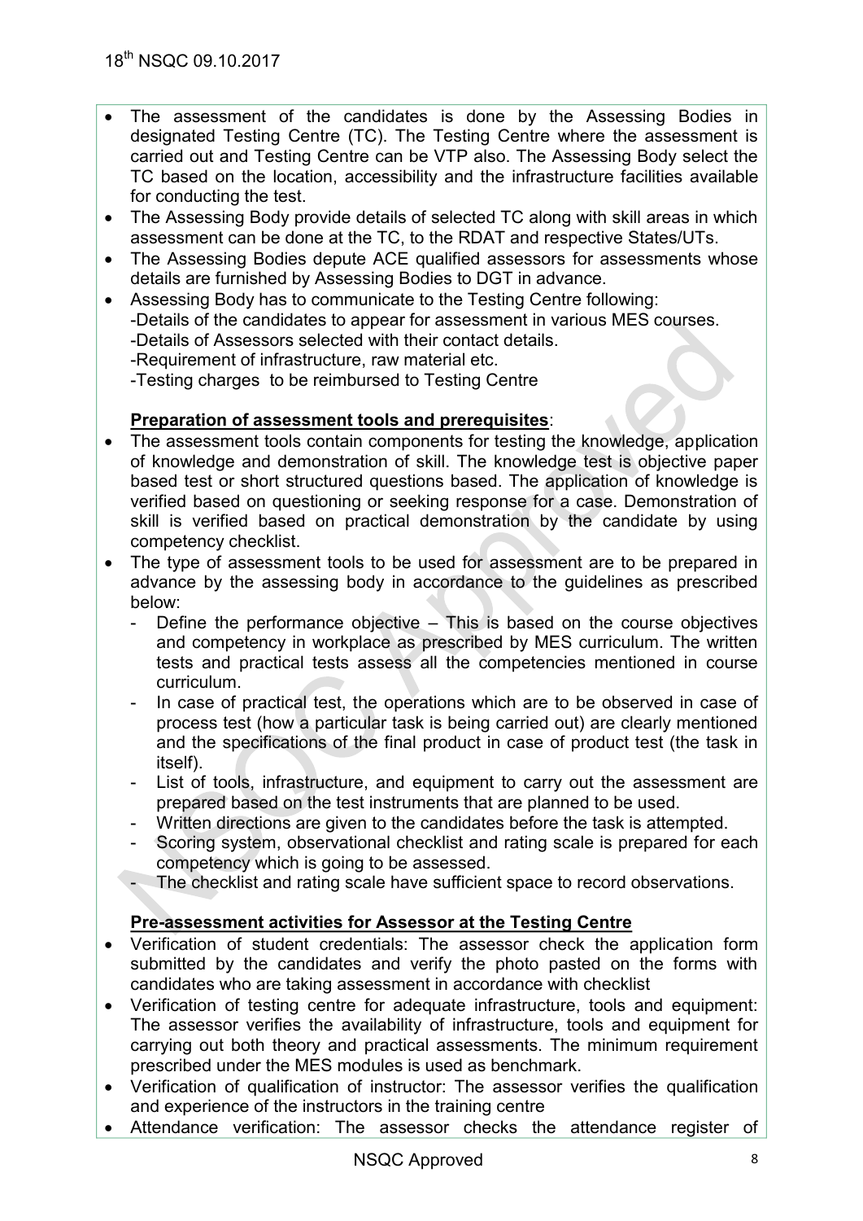- The assessment of the candidates is done by the Assessing Bodies in designated Testing Centre (TC). The Testing Centre where the assessment is carried out and Testing Centre can be VTP also. The Assessing Body select the TC based on the location, accessibility and the infrastructure facilities available for conducting the test.
- The Assessing Body provide details of selected TC along with skill areas in which assessment can be done at the TC, to the RDAT and respective States/UTs.
- The Assessing Bodies depute ACE qualified assessors for assessments whose details are furnished by Assessing Bodies to DGT in advance.
- Assessing Body has to communicate to the Testing Centre following:
  -Details of the candidates to appear for assessment in various MES courses.
  -Details of Assessors selected with their contact details.
  -Requirement of infrastructure, raw material etc.
  -Testing charges to be reimbursed to Testing Centre

**Preparation of assessment tools and prerequisites**:

- The assessment tools contain components for testing the knowledge, application of knowledge and demonstration of skill. The knowledge test is objective paper based test or short structured questions based. The application of knowledge is verified based on questioning or seeking response for a case. Demonstration of skill is verified based on practical demonstration by the candidate by using competency checklist.
- The type of assessment tools to be used for assessment are to be prepared in advance by the assessing body in accordance to the guidelines as prescribed below:
  - Define the performance objective – This is based on the course objectives and competency in workplace as prescribed by MES curriculum. The written tests and practical tests assess all the competencies mentioned in course curriculum.
  - In case of practical test, the operations which are to be observed in case of process test (how a particular task is being carried out) are clearly mentioned and the specifications of the final product in case of product test (the task in itself).
  - List of tools, infrastructure, and equipment to carry out the assessment are prepared based on the test instruments that are planned to be used.
  - Written directions are given to the candidates before the task is attempted.
  - Scoring system, observational checklist and rating scale is prepared for each competency which is going to be assessed.
  - The checklist and rating scale have sufficient space to record observations.

**Pre-assessment activities for Assessor at the Testing Centre**

- Verification of student credentials: The assessor check the application form submitted by the candidates and verify the photo pasted on the forms with candidates who are taking assessment in accordance with checklist
- Verification of testing centre for adequate infrastructure, tools and equipment: The assessor verifies the availability of infrastructure, tools and equipment for carrying out both theory and practical assessments. The minimum requirement prescribed under the MES modules is used as benchmark.
- Verification of qualification of instructor: The assessor verifies the qualification and experience of the instructors in the training centre
- Attendance verification: The assessor checks the attendance register of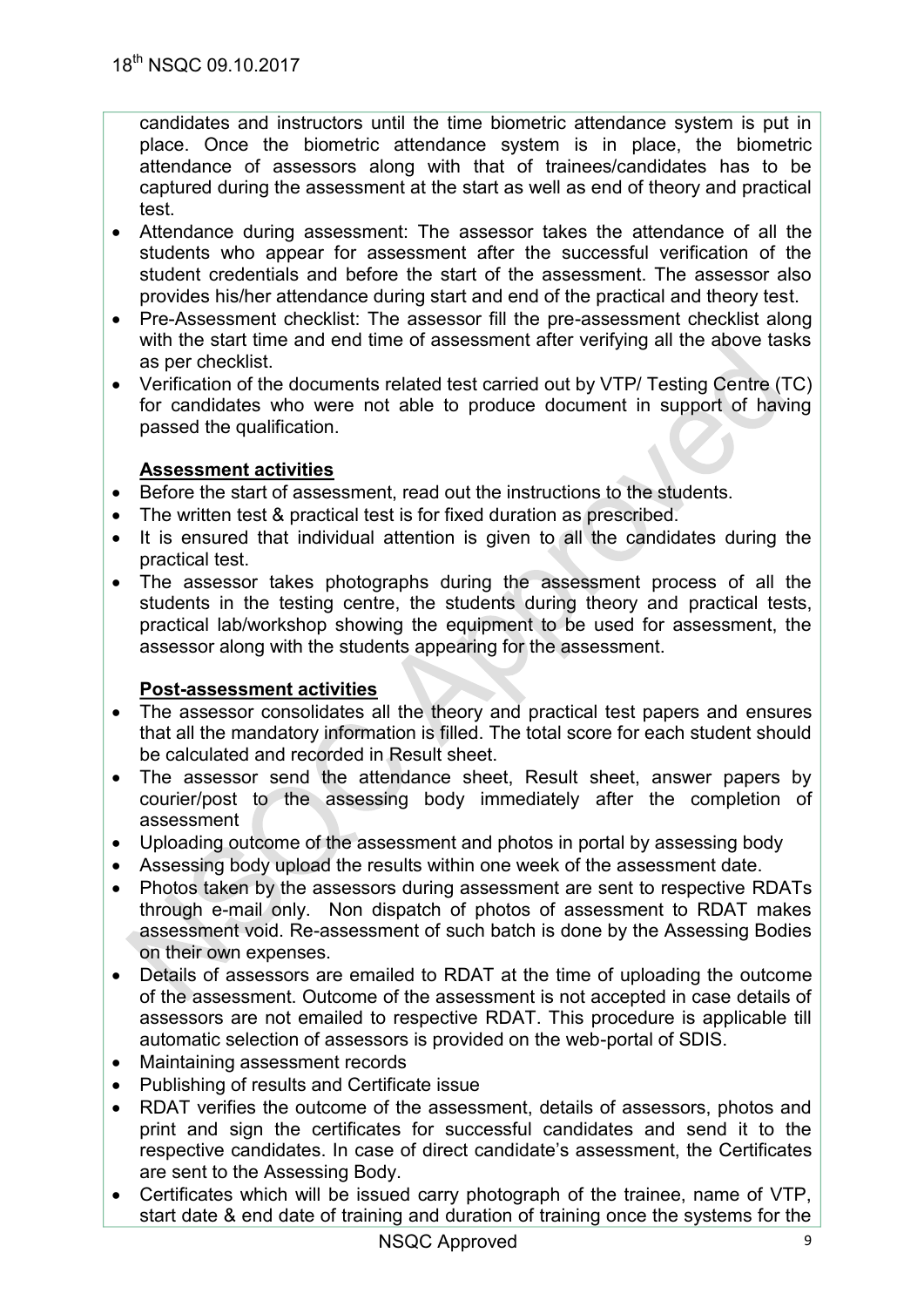candidates and instructors until the time biometric attendance system is put in place. Once the biometric attendance system is in place, the biometric attendance of assessors along with that of trainees/candidates has to be captured during the assessment at the start as well as end of theory and practical test.

- Attendance during assessment: The assessor takes the attendance of all the students who appear for assessment after the successful verification of the student credentials and before the start of the assessment. The assessor also provides his/her attendance during start and end of the practical and theory test.
- Pre-Assessment checklist: The assessor fill the pre-assessment checklist along with the start time and end time of assessment after verifying all the above tasks as per checklist.
- Verification of the documents related test carried out by VTP/ Testing Centre (TC) for candidates who were not able to produce document in support of having passed the qualification.

**Assessment activities**

- Before the start of assessment, read out the instructions to the students.
- The written test & practical test is for fixed duration as prescribed.
- It is ensured that individual attention is given to all the candidates during the practical test.
- The assessor takes photographs during the assessment process of all the students in the testing centre, the students during theory and practical tests, practical lab/workshop showing the equipment to be used for assessment, the assessor along with the students appearing for the assessment.

**Post-assessment activities**

- The assessor consolidates all the theory and practical test papers and ensures that all the mandatory information is filled. The total score for each student should be calculated and recorded in Result sheet.
- The assessor send the attendance sheet, Result sheet, answer papers by courier/post to the assessing body immediately after the completion of assessment
- Uploading outcome of the assessment and photos in portal by assessing body
- Assessing body upload the results within one week of the assessment date.
- Photos taken by the assessors during assessment are sent to respective RDATs through e-mail only. Non dispatch of photos of assessment to RDAT makes assessment void. Re-assessment of such batch is done by the Assessing Bodies on their own expenses.
- Details of assessors are emailed to RDAT at the time of uploading the outcome of the assessment. Outcome of the assessment is not accepted in case details of assessors are not emailed to respective RDAT. This procedure is applicable till automatic selection of assessors is provided on the web-portal of SDIS.
- Maintaining assessment records
- Publishing of results and Certificate issue
- RDAT verifies the outcome of the assessment, details of assessors, photos and print and sign the certificates for successful candidates and send it to the respective candidates. In case of direct candidate's assessment, the Certificates are sent to the Assessing Body.
- Certificates which will be issued carry photograph of the trainee, name of VTP, start date & end date of training and duration of training once the systems for the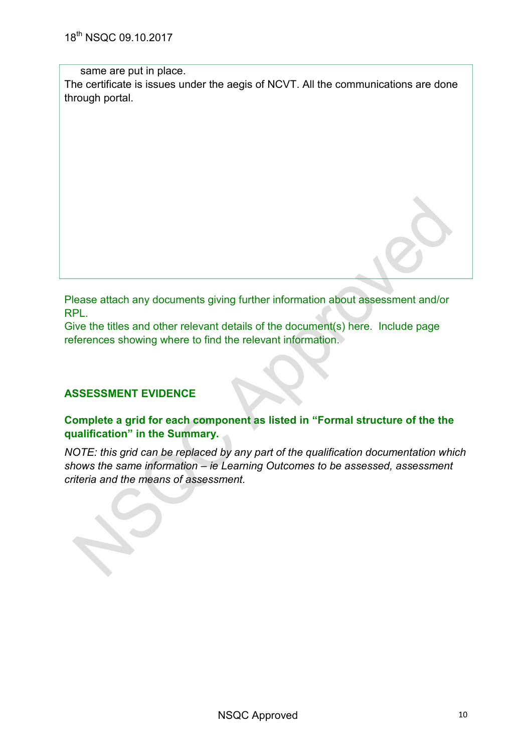same are put in place.
The certificate is issues under the aegis of NCVT. All the communications are done through portal.

Please attach any documents giving further information about assessment and/or RPL.
Give the titles and other relevant details of the document(s) here. Include page references showing where to find the relevant information.

**ASSESSMENT EVIDENCE**

**Complete a grid for each component as listed in "Formal structure of the the qualification" in the Summary.**

*NOTE: this grid can be replaced by any part of the qualification documentation which shows the same information – ie Learning Outcomes to be assessed, assessment criteria and the means of assessment.*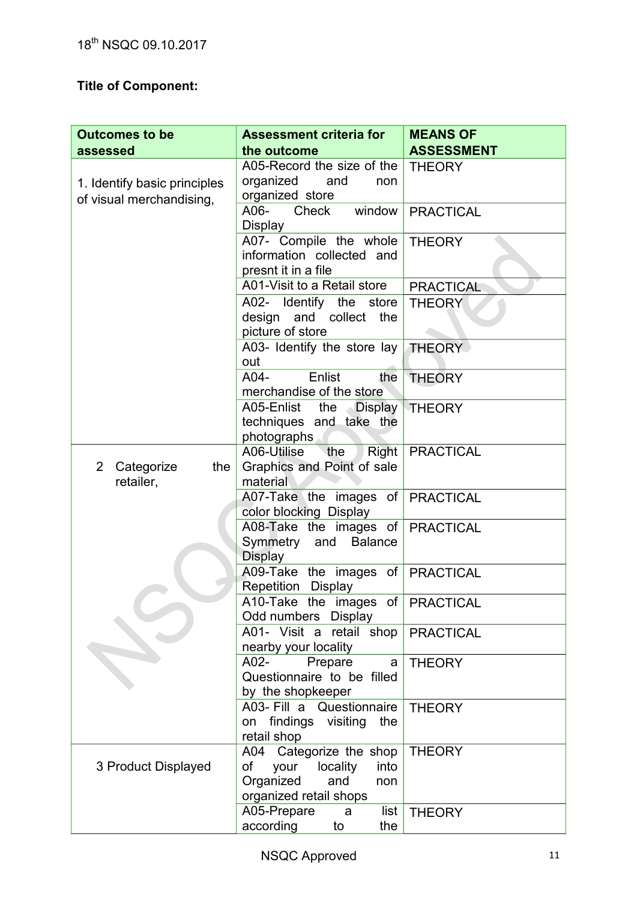**Title of Component:**

| Outcomes to be assessed | Assessment criteria for the outcome | MEANS OF ASSESSMENT |
|---|---|---|
| 1. Identify basic principles of visual merchandising, | A05-Record the size of the organized and non organized store | THEORY |
| | A06- Check window Display | PRACTICAL |
| | A07- Compile the whole information collected and presnt it in a file | THEORY |
| | A01-Visit to a Retail store | PRACTICAL |
| | A02- Identify the store design and collect the picture of store | THEORY |
| | A03- Identify the store lay out | THEORY |
| | A04- Enlist the merchandise of the store | THEORY |
| | A05-Enlist the Display techniques and take the photographs | THEORY |
| 2 Categorize the retailer, | A06-Utilise the Right Graphics and Point of sale material | PRACTICAL |
| | A07-Take the images of color blocking Display | PRACTICAL |
| | A08-Take the images of Symmetry and Balance Display | PRACTICAL |
| | A09-Take the images of Repetition Display | PRACTICAL |
| | A10-Take the images of Odd numbers Display | PRACTICAL |
| | A01- Visit a retail shop nearby your locality | PRACTICAL |
| | A02- Prepare a Questionnaire to be filled by the shopkeeper | THEORY |
| | A03- Fill a Questionnaire on findings visiting the retail shop | THEORY |
| 3 Product Displayed | A04 Categorize the shop of your locality into Organized and non organized retail shops | THEORY |
| | A05-Prepare a list according to the | THEORY |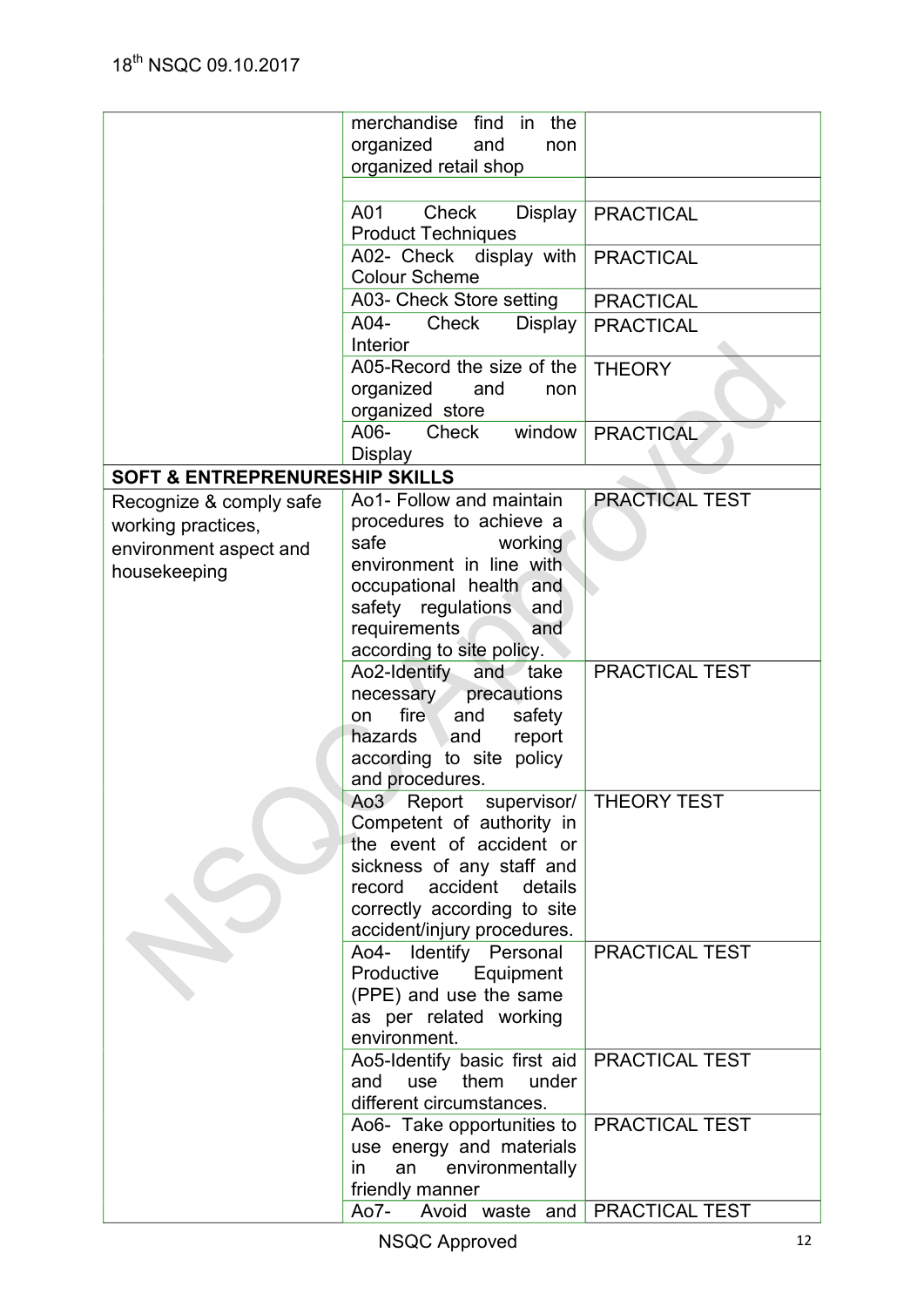|  |  |  |
|---|---|---|
|  | merchandise find in the organized and non organized retail shop |  |
|  |  |  |
|  | A01 Check Display Product Techniques | PRACTICAL |
|  | A02- Check display with Colour Scheme | PRACTICAL |
|  | A03- Check Store setting | PRACTICAL |
|  | A04- Check Display Interior | PRACTICAL |
|  | A05-Record the size of the organized and non organized store | THEORY |
|  | A06- Check window Display | PRACTICAL |
| **SOFT & ENTREPRENURESHIP SKILLS** |  |  |
| Recognize & comply safe working practices, environment aspect and housekeeping | Ao1- Follow and maintain procedures to achieve a safe working environment in line with occupational health and safety regulations and requirements and according to site policy. | PRACTICAL TEST |
|  | Ao2-Identify and take necessary precautions on fire and safety hazards and report according to site policy and procedures. | PRACTICAL TEST |
|  | Ao3 Report supervisor/ Competent of authority in the event of accident or sickness of any staff and record accident details correctly according to site accident/injury procedures. | THEORY TEST |
|  | Ao4- Identify Personal Productive Equipment (PPE) and use the same as per related working environment. | PRACTICAL TEST |
|  | Ao5-Identify basic first aid and use them under different circumstances. | PRACTICAL TEST |
|  | Ao6- Take opportunities to use energy and materials in an environmentally friendly manner | PRACTICAL TEST |
|  | Ao7- Avoid waste and | PRACTICAL TEST |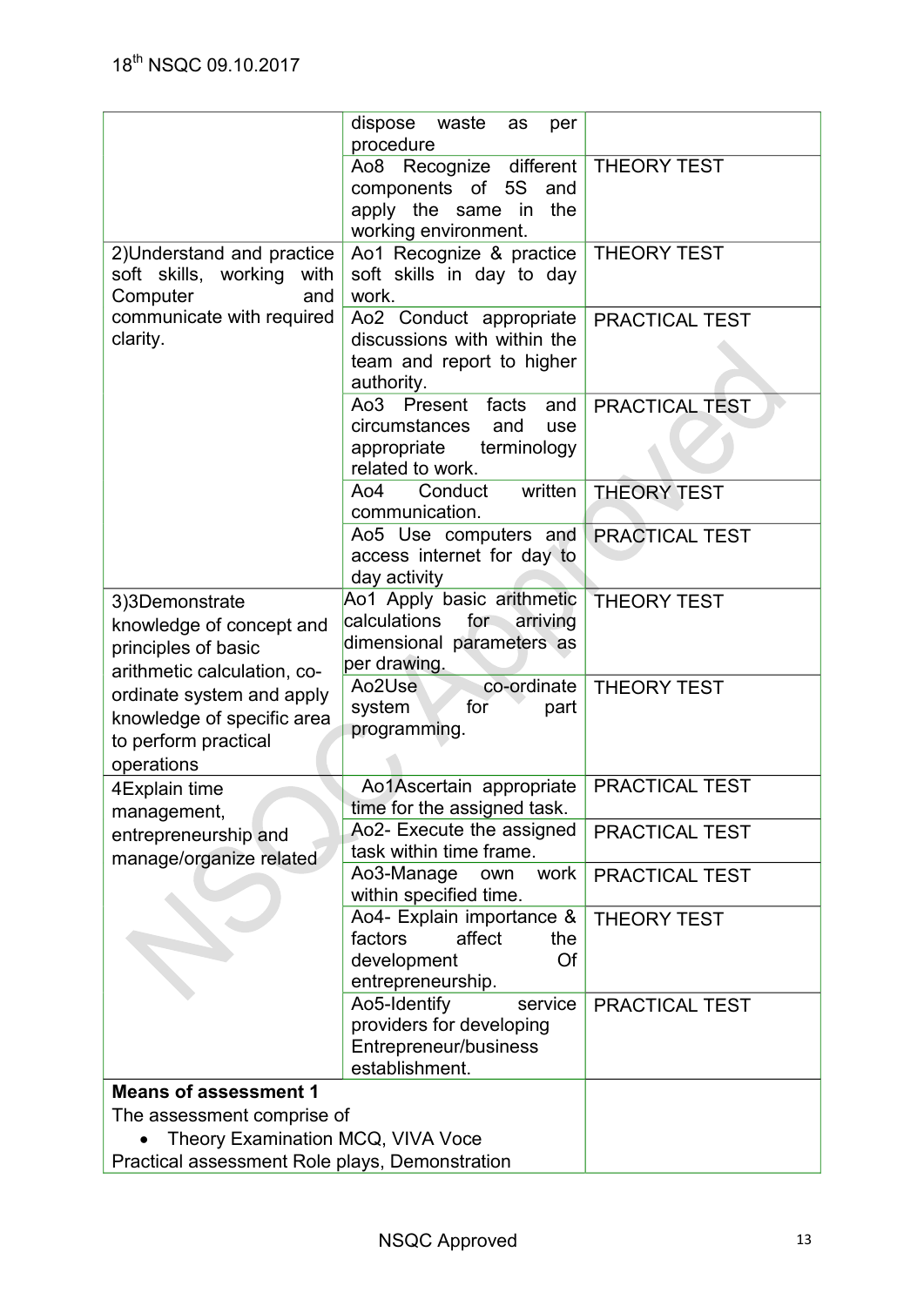| | | |
|---|---|---|
| | dispose waste as per procedure | |
| | Ao8 Recognize different components of 5S and apply the same in the working environment. | THEORY TEST |
| 2)Understand and practice soft skills, working with Computer and communicate with required clarity. | Ao1 Recognize & practice soft skills in day to day work. | THEORY TEST |
| | Ao2 Conduct appropriate discussions with within the team and report to higher authority. | PRACTICAL TEST |
| | Ao3 Present facts and circumstances and use appropriate terminology related to work. | PRACTICAL TEST |
| | Ao4 Conduct written communication. | THEORY TEST |
| | Ao5 Use computers and access internet for day to day activity | PRACTICAL TEST |
| 3)3Demonstrate knowledge of concept and principles of basic arithmetic calculation, co-ordinate system and apply knowledge of specific area to perform practical operations | Ao1 Apply basic arithmetic calculations for arriving dimensional parameters as per drawing. | THEORY TEST |
| | Ao2Use co-ordinate system for part programming. | THEORY TEST |
| 4Explain time management, entrepreneurship and manage/organize related | Ao1Ascertain appropriate time for the assigned task. | PRACTICAL TEST |
| | Ao2- Execute the assigned task within time frame. | PRACTICAL TEST |
| | Ao3-Manage own work within specified time. | PRACTICAL TEST |
| | Ao4- Explain importance & factors affect the development Of entrepreneurship. | THEORY TEST |
| | Ao5-Identify service providers for developing Entrepreneur/business establishment. | PRACTICAL TEST |
| **Means of assessment 1**<br>The assessment comprise of<br>• Theory Examination MCQ, VIVA Voce<br>Practical assessment Role plays, Demonstration | | |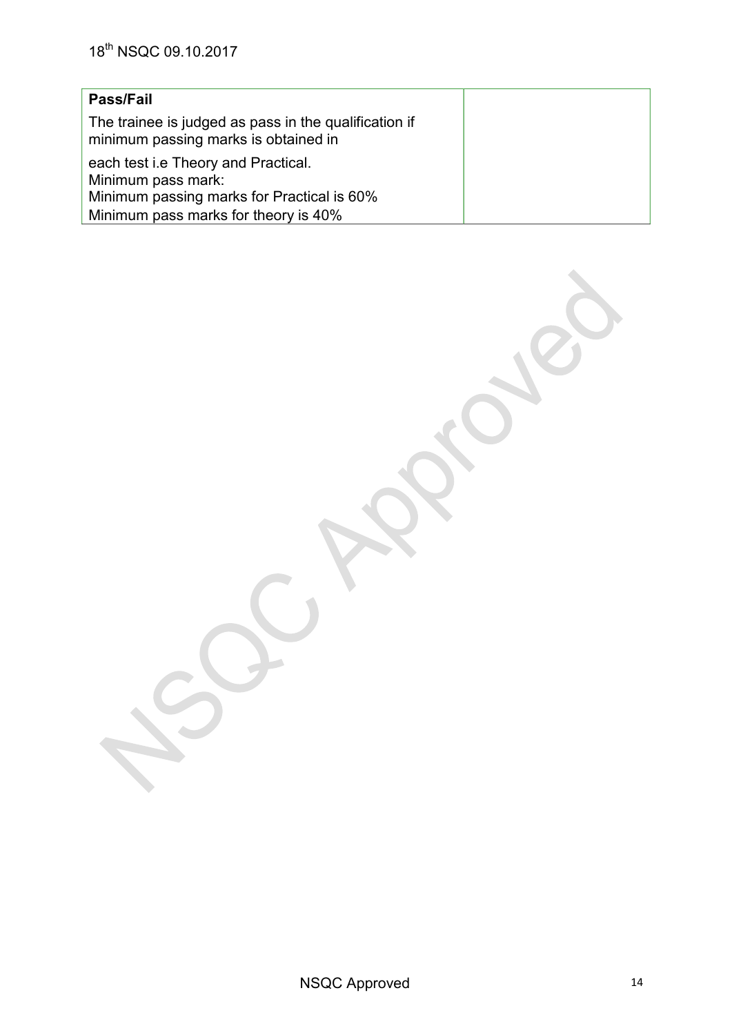| Pass/Fail<br>The trainee is judged as pass in the qualification if minimum passing marks is obtained in<br>each test i.e Theory and Practical.<br>Minimum pass mark:<br>Minimum passing marks for Practical is 60%<br>Minimum pass marks for theory is 40% | |
|---|---|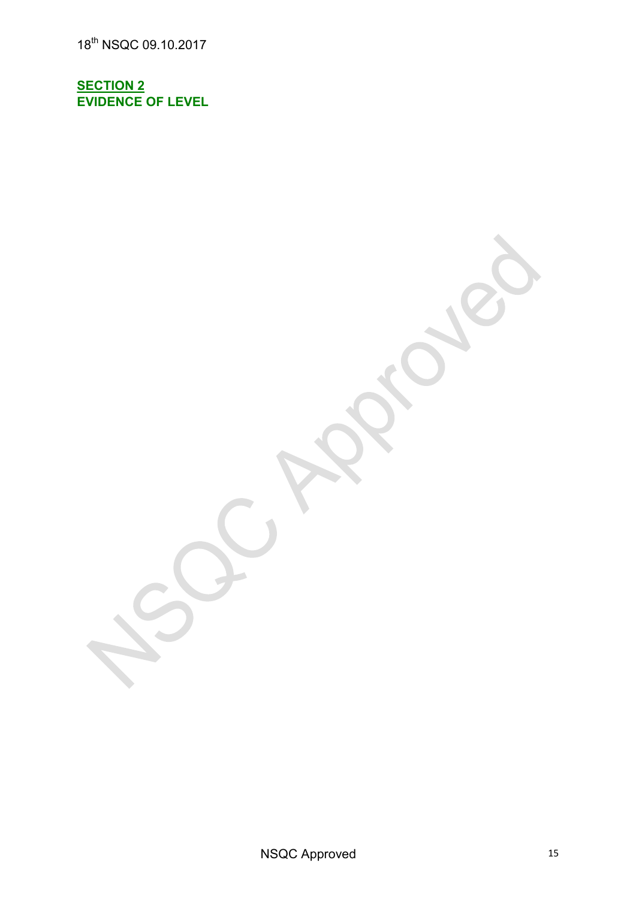## SECTION 2
## EVIDENCE OF LEVEL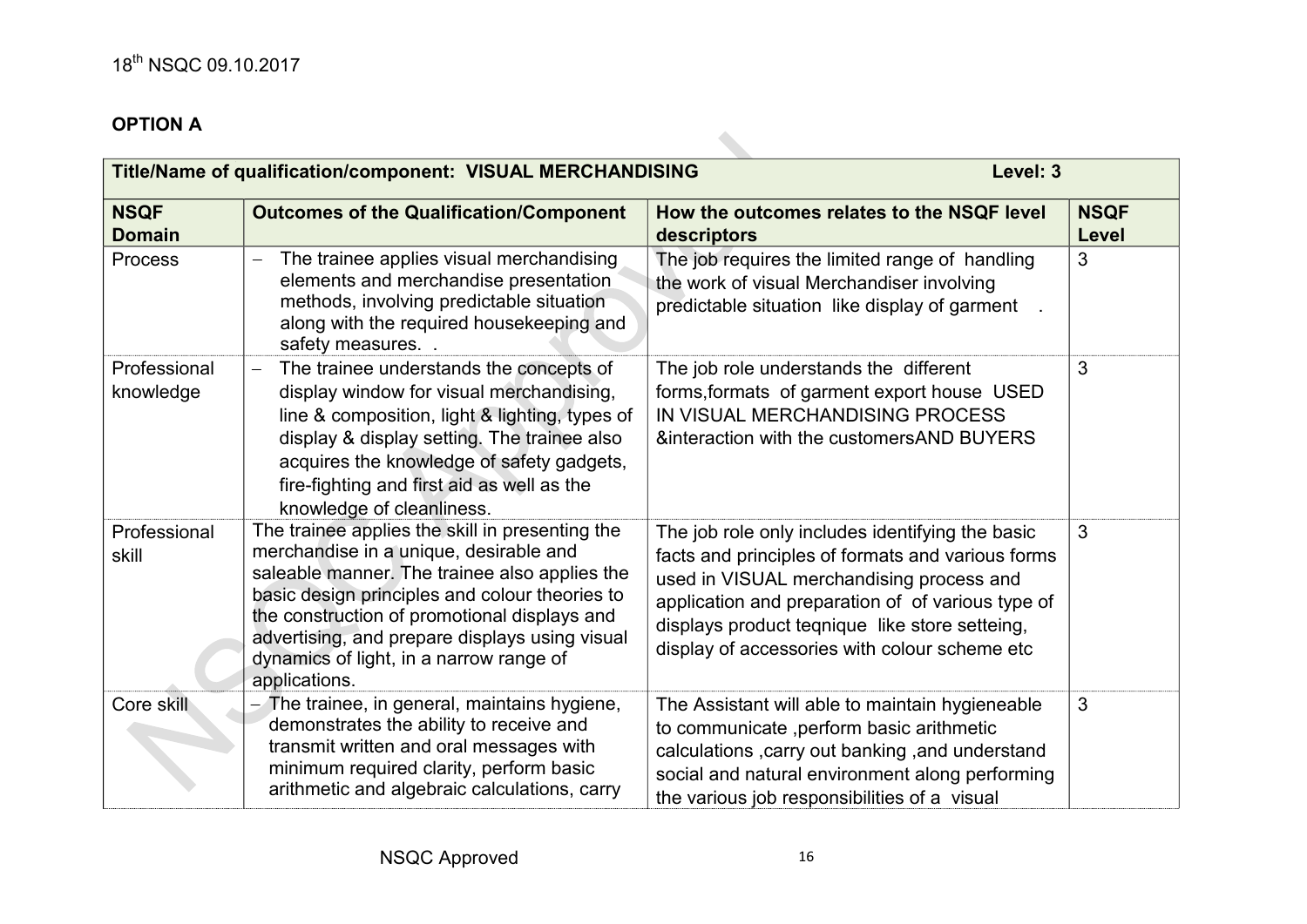**OPTION A**

| Title/Name of qualification/component: VISUAL MERCHANDISING | | Level: 3 | |
|---|---|---|---|
| **NSQF Domain** | **Outcomes of the Qualification/Component** | **How the outcomes relates to the NSQF level descriptors** | **NSQF Level** |
| Process | – The trainee applies visual merchandising elements and merchandise presentation methods, involving predictable situation along with the required housekeeping and safety measures. . | The job requires the limited range of handling the work of visual Merchandiser involving predictable situation like display of garment . | 3 |
| Professional knowledge | – The trainee understands the concepts of display window for visual merchandising, line & composition, light & lighting, types of display & display setting. The trainee also acquires the knowledge of safety gadgets, fire-fighting and first aid as well as the knowledge of cleanliness. | The job role understands the different forms,formats of garment export house USED IN VISUAL MERCHANDISING PROCESS &interaction with the customersAND BUYERS | 3 |
| Professional skill | The trainee applies the skill in presenting the merchandise in a unique, desirable and saleable manner. The trainee also applies the basic design principles and colour theories to the construction of promotional displays and advertising, and prepare displays using visual dynamics of light, in a narrow range of applications. | The job role only includes identifying the basic facts and principles of formats and various forms used in VISUAL merchandising process and application and preparation of of various type of displays product teqnique like store setteing, display of accessories with colour scheme etc | 3 |
| Core skill | – The trainee, in general, maintains hygiene, demonstrates the ability to receive and transmit written and oral messages with minimum required clarity, perform basic arithmetic and algebraic calculations, carry | The Assistant will able to maintain hygieneable to communicate ,perform basic arithmetic calculations ,carry out banking ,and understand social and natural environment along performing the various job responsibilities of a visual | 3 |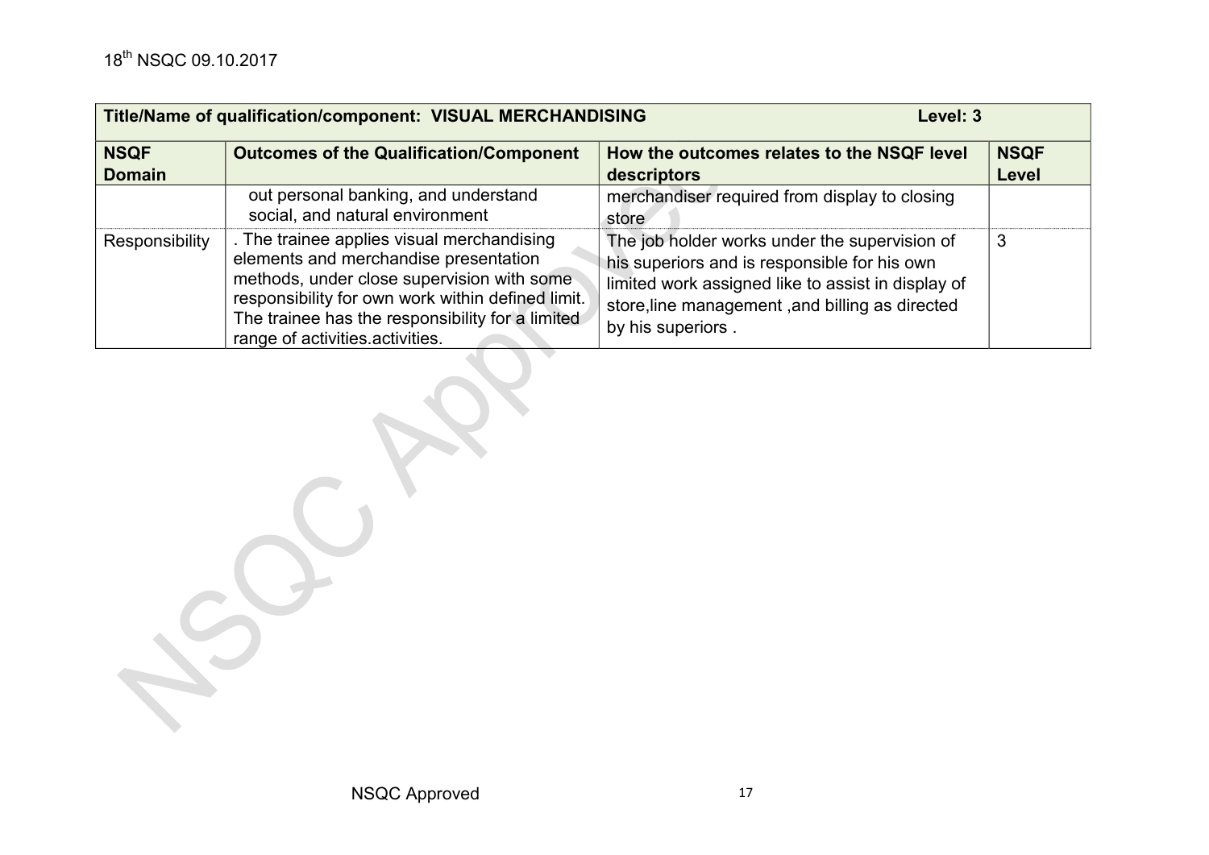| Title/Name of qualification/component: VISUAL MERCHANDISING | | Level: 3 | |
|---|---|---|---|
| **NSQF Domain** | **Outcomes of the Qualification/Component** | **How the outcomes relates to the NSQF level descriptors** | **NSQF Level** |
| | out personal banking, and understand social, and natural environment | merchandiser required from display to closing store | |
| Responsibility | . The trainee applies visual merchandising elements and merchandise presentation methods, under close supervision with some responsibility for own work within defined limit. The trainee has the responsibility for a limited range of activities.activities. | The job holder works under the supervision of his superiors and is responsible for his own limited work assigned like to assist in display of store,line management ,and billing as directed by his superiors . | 3 |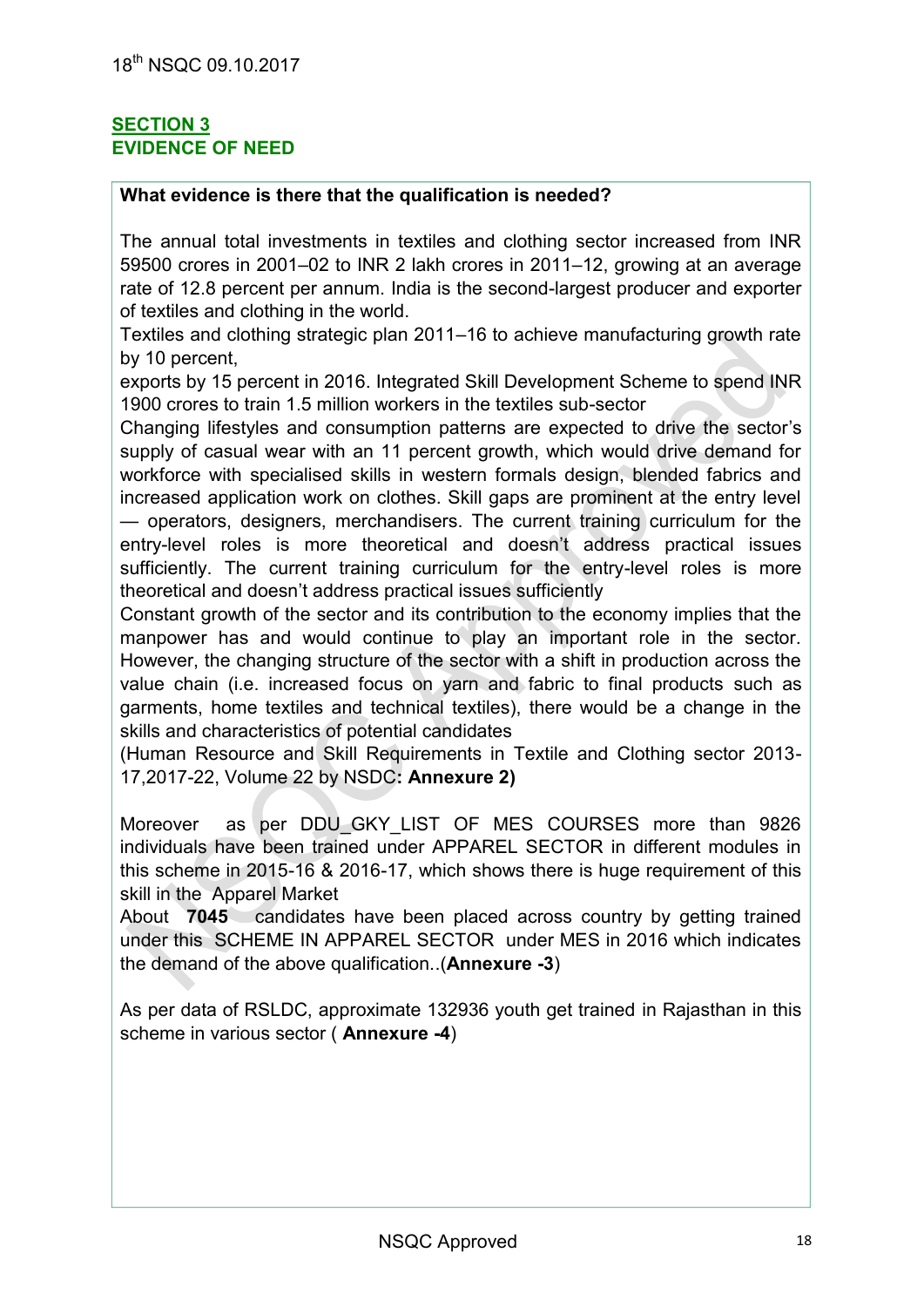## SECTION 3
## EVIDENCE OF NEED

**What evidence is there that the qualification is needed?**

The annual total investments in textiles and clothing sector increased from INR 59500 crores in 2001–02 to INR 2 lakh crores in 2011–12, growing at an average rate of 12.8 percent per annum. India is the second-largest producer and exporter of textiles and clothing in the world.

Textiles and clothing strategic plan 2011–16 to achieve manufacturing growth rate by 10 percent,

exports by 15 percent in 2016. Integrated Skill Development Scheme to spend INR 1900 crores to train 1.5 million workers in the textiles sub-sector

Changing lifestyles and consumption patterns are expected to drive the sector's supply of casual wear with an 11 percent growth, which would drive demand for workforce with specialised skills in western formals design, blended fabrics and increased application work on clothes. Skill gaps are prominent at the entry level — operators, designers, merchandisers. The current training curriculum for the entry-level roles is more theoretical and doesn't address practical issues sufficiently. The current training curriculum for the entry-level roles is more theoretical and doesn't address practical issues sufficiently

Constant growth of the sector and its contribution to the economy implies that the manpower has and would continue to play an important role in the sector. However, the changing structure of the sector with a shift in production across the value chain (i.e. increased focus on yarn and fabric to final products such as garments, home textiles and technical textiles), there would be a change in the skills and characteristics of potential candidates

(Human Resource and Skill Requirements in Textile and Clothing sector 2013-17,2017-22, Volume 22 by NSDC**: Annexure 2)**

Moreover as per DDU_GKY_LIST OF MES COURSES more than 9826 individuals have been trained under APPAREL SECTOR in different modules in this scheme in 2015-16 & 2016-17, which shows there is huge requirement of this skill in the Apparel Market

About **7045** candidates have been placed across country by getting trained under this SCHEME IN APPAREL SECTOR under MES in 2016 which indicates the demand of the above qualification..(**Annexure -3**)

As per data of RSLDC, approximate 132936 youth get trained in Rajasthan in this scheme in various sector ( **Annexure -4**)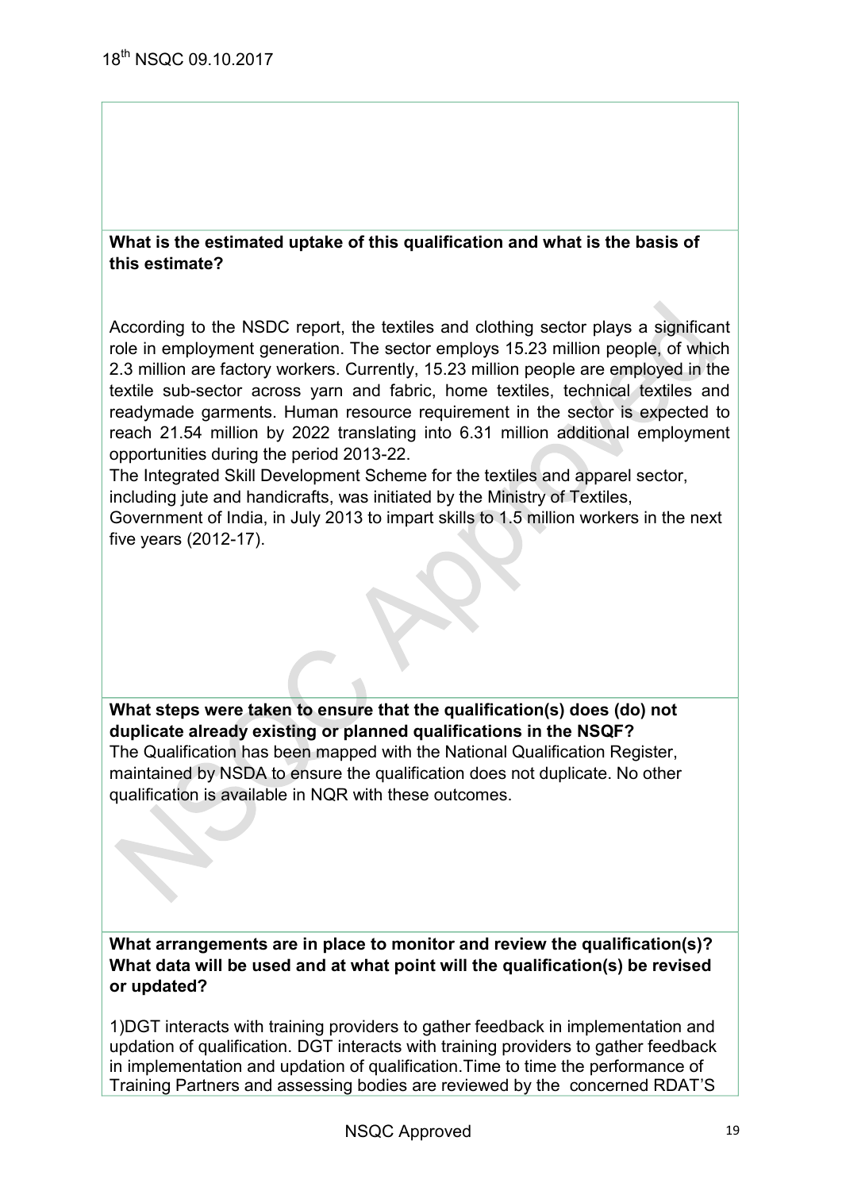**What is the estimated uptake of this qualification and what is the basis of this estimate?**

According to the NSDC report, the textiles and clothing sector plays a significant role in employment generation. The sector employs 15.23 million people, of which 2.3 million are factory workers. Currently, 15.23 million people are employed in the textile sub-sector across yarn and fabric, home textiles, technical textiles and readymade garments. Human resource requirement in the sector is expected to reach 21.54 million by 2022 translating into 6.31 million additional employment opportunities during the period 2013-22.

The Integrated Skill Development Scheme for the textiles and apparel sector, including jute and handicrafts, was initiated by the Ministry of Textiles, Government of India, in July 2013 to impart skills to 1.5 million workers in the next five years (2012-17).

**What steps were taken to ensure that the qualification(s) does (do) not duplicate already existing or planned qualifications in the NSQF?**

The Qualification has been mapped with the National Qualification Register, maintained by NSDA to ensure the qualification does not duplicate. No other qualification is available in NQR with these outcomes.

**What arrangements are in place to monitor and review the qualification(s)? What data will be used and at what point will the qualification(s) be revised or updated?**

1)DGT interacts with training providers to gather feedback in implementation and updation of qualification. DGT interacts with training providers to gather feedback in implementation and updation of qualification.Time to time the performance of Training Partners and assessing bodies are reviewed by the concerned RDAT'S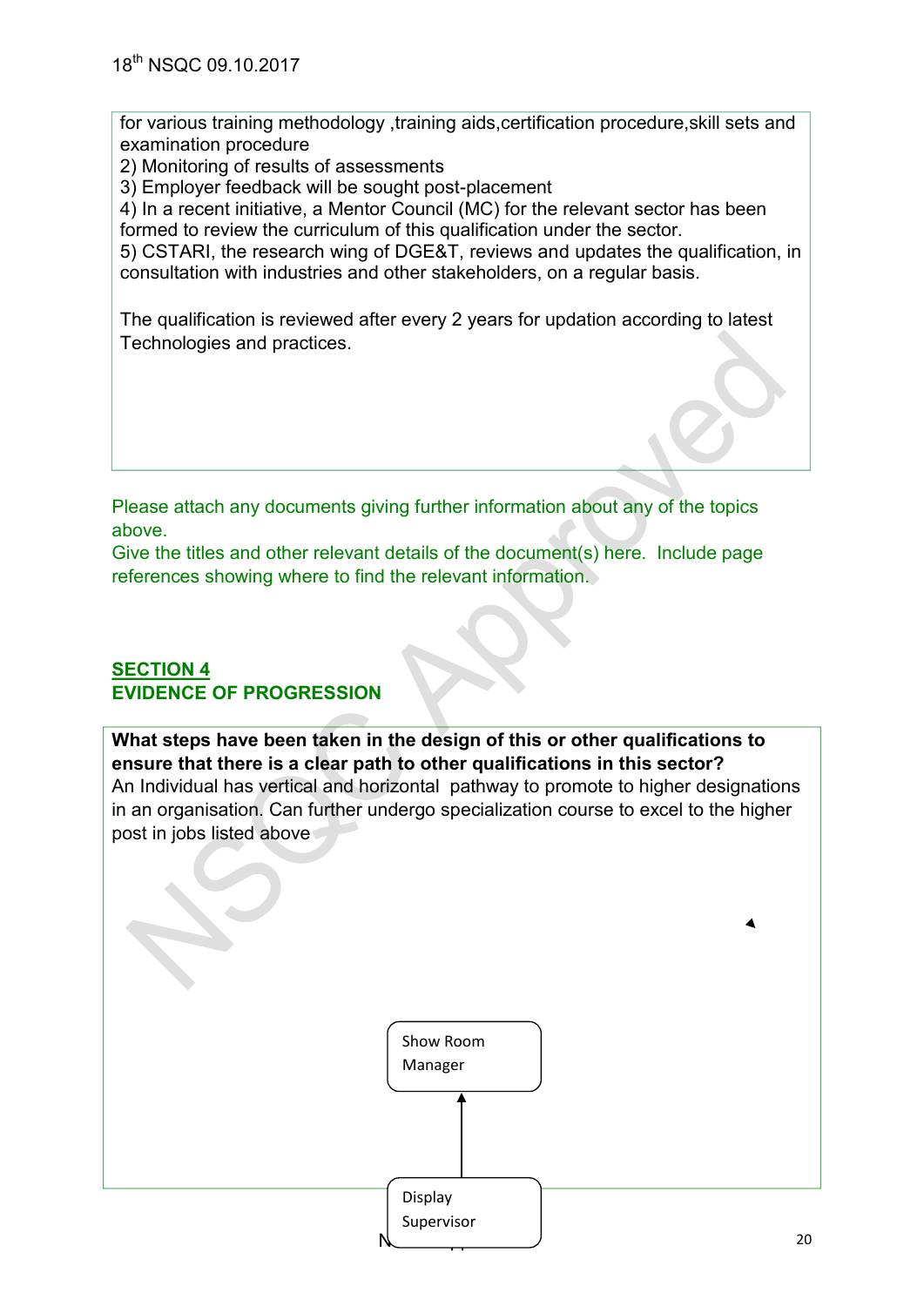for various training methodology ,training aids,certification procedure,skill sets and examination procedure

2) Monitoring of results of assessments
3) Employer feedback will be sought post-placement
4) In a recent initiative, a Mentor Council (MC) for the relevant sector has been formed to review the curriculum of this qualification under the sector.
5) CSTARI, the research wing of DGE&T, reviews and updates the qualification, in consultation with industries and other stakeholders, on a regular basis.

The qualification is reviewed after every 2 years for updation according to latest Technologies and practices.

Please attach any documents giving further information about any of the topics above.

Give the titles and other relevant details of the document(s) here. Include page references showing where to find the relevant information.

## SECTION 4
## EVIDENCE OF PROGRESSION

**What steps have been taken in the design of this or other qualifications to ensure that there is a clear path to other qualifications in this sector?**

An Individual has vertical and horizontal pathway to promote to higher designations in an organisation. Can further undergo specialization course to excel to the higher post in jobs listed above

Show Room Manager

↑

Display Supervisor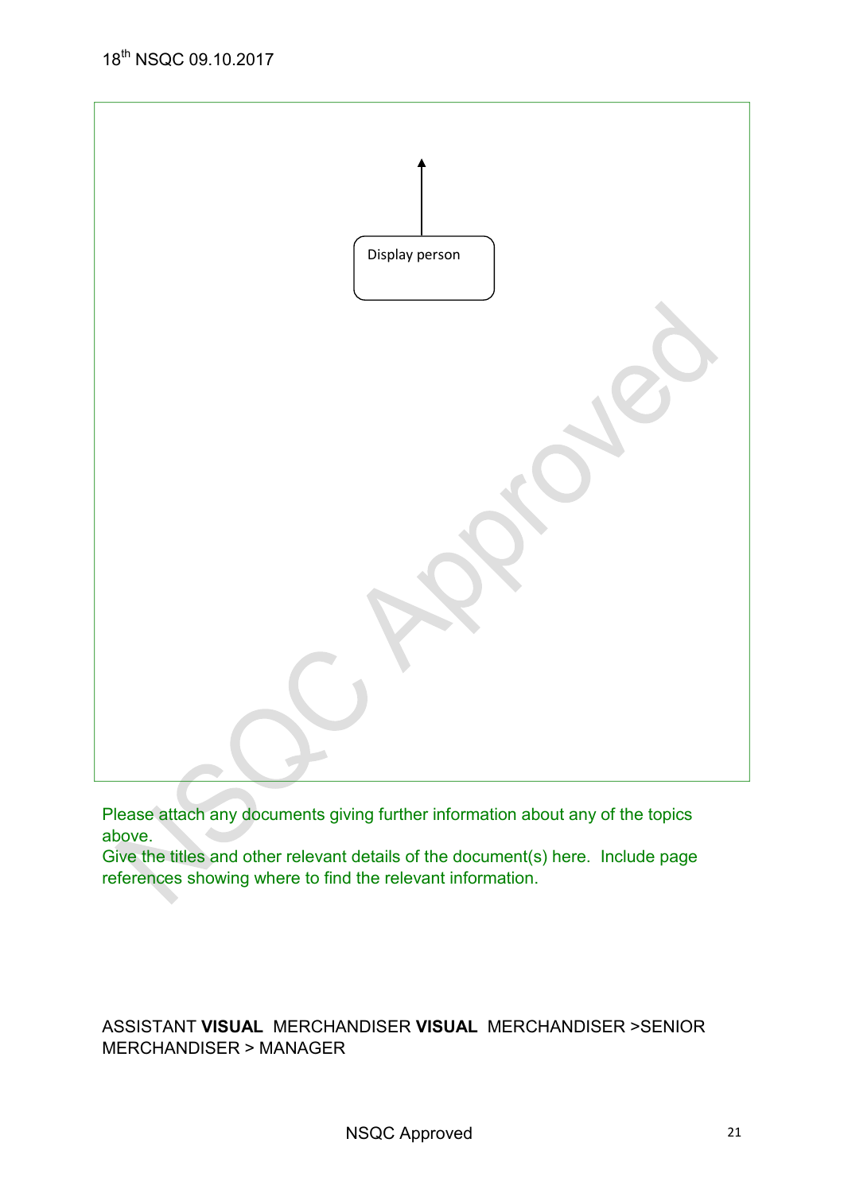Display person

Please attach any documents giving further information about any of the topics above.
Give the titles and other relevant details of the document(s) here. Include page references showing where to find the relevant information.

ASSISTANT **VISUAL** MERCHANDISER **VISUAL** MERCHANDISER >SENIOR MERCHANDISER > MANAGER